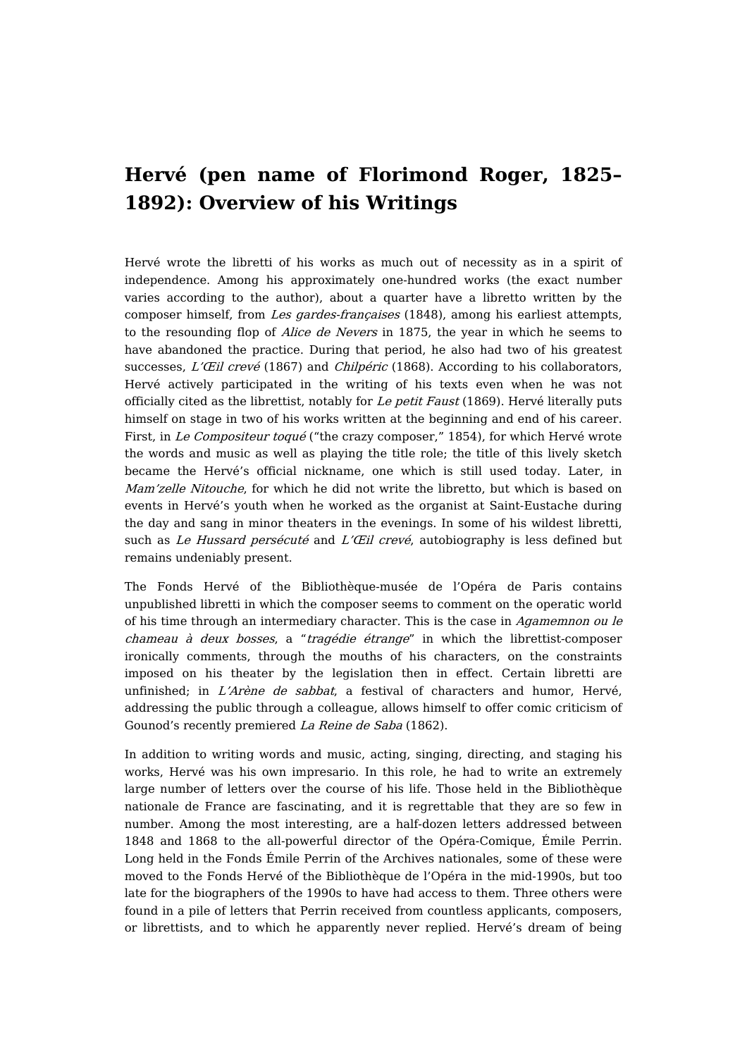# Hervé (pen name of Florimond Roger, 1825–1892): Overview of his Writings

Hervé wrote the libretti of his works as much out of necessity as in a spirit of independence. Among his approximately one-hundred works (the exact number varies according to the author), about a quarter have a libretto written by the composer himself, from *Les gardes-françaises* (1848), among his earliest attempts, to the resounding flop of *Alice de Nevers* in 1875, the year in which he seems to have abandoned the practice. During that period, he also had two of his greatest successes, *L'Œil crevé* (1867) and *Chilpéric* (1868). According to his collaborators, Hervé actively participated in the writing of his texts even when he was not officially cited as the librettist, notably for *Le petit Faust* (1869). Hervé literally puts himself on stage in two of his works written at the beginning and end of his career. First, in *Le Compositeur toqué* ("the crazy composer," 1854), for which Hervé wrote the words and music as well as playing the title role; the title of this lively sketch became the Hervé's official nickname, one which is still used today. Later, in *Mam'zelle Nitouche*, for which he did not write the libretto, but which is based on events in Hervé's youth when he worked as the organist at Saint-Eustache during the day and sang in minor theaters in the evenings. In some of his wildest libretti, such as *Le Hussard persécuté* and *L'Œil crevé*, autobiography is less defined but remains undeniably present.

The Fonds Hervé of the Bibliothèque-musée de l'Opéra de Paris contains unpublished libretti in which the composer seems to comment on the operatic world of his time through an intermediary character. This is the case in *Agamemnon ou le chameau à deux bosses*, a "*tragédie étrange*" in which the librettist-composer ironically comments, through the mouths of his characters, on the constraints imposed on his theater by the legislation then in effect. Certain libretti are unfinished; in *L'Arène de sabbat*, a festival of characters and humor, Hervé, addressing the public through a colleague, allows himself to offer comic criticism of Gounod's recently premiered *La Reine de Saba* (1862).

In addition to writing words and music, acting, singing, directing, and staging his works, Hervé was his own impresario. In this role, he had to write an extremely large number of letters over the course of his life. Those held in the Bibliothèque nationale de France are fascinating, and it is regrettable that they are so few in number. Among the most interesting, are a half-dozen letters addressed between 1848 and 1868 to the all-powerful director of the Opéra-Comique, Émile Perrin. Long held in the Fonds Émile Perrin of the Archives nationales, some of these were moved to the Fonds Hervé of the Bibliothèque de l'Opéra in the mid-1990s, but too late for the biographers of the 1990s to have had access to them. Three others were found in a pile of letters that Perrin received from countless applicants, composers, or librettists, and to which he apparently never replied. Hervé's dream of being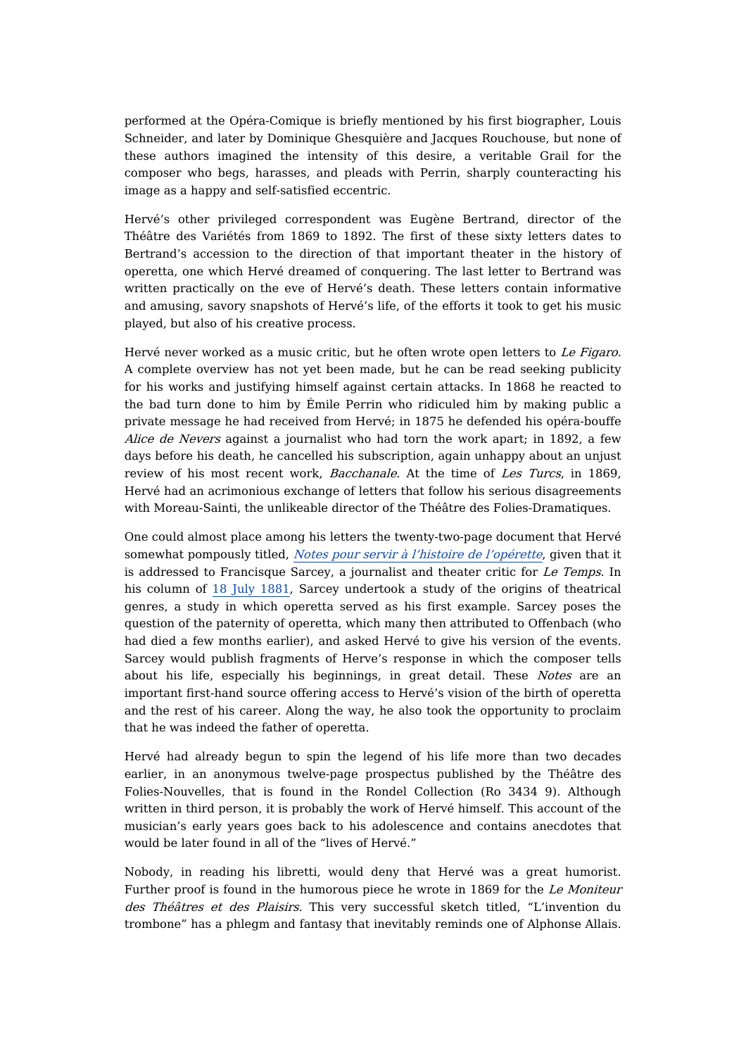performed at the Opéra-Comique is briefly mentioned by his first biographer, Louis Schneider, and later by Dominique Ghesquière and Jacques Rouchouse, but none of these authors imagined the intensity of this desire, a veritable Grail for the composer who begs, harasses, and pleads with Perrin, sharply counteracting his image as a happy and self-satisfied eccentric.

Hervé's other privileged correspondent was Eugène Bertrand, director of the Théâtre des Variétés from 1869 to 1892. The first of these sixty letters dates to Bertrand's accession to the direction of that important theater in the history of operetta, one which Hervé dreamed of conquering. The last letter to Bertrand was written practically on the eve of Hervé's death. These letters contain informative and amusing, savory snapshots of Hervé's life, of the efforts it took to get his music played, but also of his creative process.

Hervé never worked as a music critic, but he often wrote open letters to *Le Figaro.* A complete overview has not yet been made, but he can be read seeking publicity for his works and justifying himself against certain attacks. In 1868 he reacted to the bad turn done to him by Émile Perrin who ridiculed him by making public a private message he had received from Hervé; in 1875 he defended his opéra-bouffe *Alice de Nevers* against a journalist who had torn the work apart; in 1892, a few days before his death, he cancelled his subscription, again unhappy about an unjust review of his most recent work, *Bacchanale*. At the time of *Les Turcs*, in 1869, Hervé had an acrimonious exchange of letters that follow his serious disagreements with Moreau-Sainti, the unlikeable director of the Théâtre des Folies-Dramatiques.

One could almost place among his letters the twenty-two-page document that Hervé somewhat pompously titled, *Notes pour servir à l'histoire de l'opérette*, given that it is addressed to Francisque Sarcey, a journalist and theater critic for *Le Temps*. In his column of 18 July 1881, Sarcey undertook a study of the origins of theatrical genres, a study in which operetta served as his first example. Sarcey poses the question of the paternity of operetta, which many then attributed to Offenbach (who had died a few months earlier), and asked Hervé to give his version of the events. Sarcey would publish fragments of Herve's response in which the composer tells about his life, especially his beginnings, in great detail. These *Notes* are an important first-hand source offering access to Hervé's vision of the birth of operetta and the rest of his career. Along the way, he also took the opportunity to proclaim that he was indeed the father of operetta.

Hervé had already begun to spin the legend of his life more than two decades earlier, in an anonymous twelve-page prospectus published by the Théâtre des Folies-Nouvelles, that is found in the Rondel Collection (Ro 3434 9). Although written in third person, it is probably the work of Hervé himself. This account of the musician's early years goes back to his adolescence and contains anecdotes that would be later found in all of the "lives of Hervé."

Nobody, in reading his libretti, would deny that Hervé was a great humorist. Further proof is found in the humorous piece he wrote in 1869 for the *Le Moniteur des Théâtres et des Plaisirs*. This very successful sketch titled, "L'invention du trombone" has a phlegm and fantasy that inevitably reminds one of Alphonse Allais.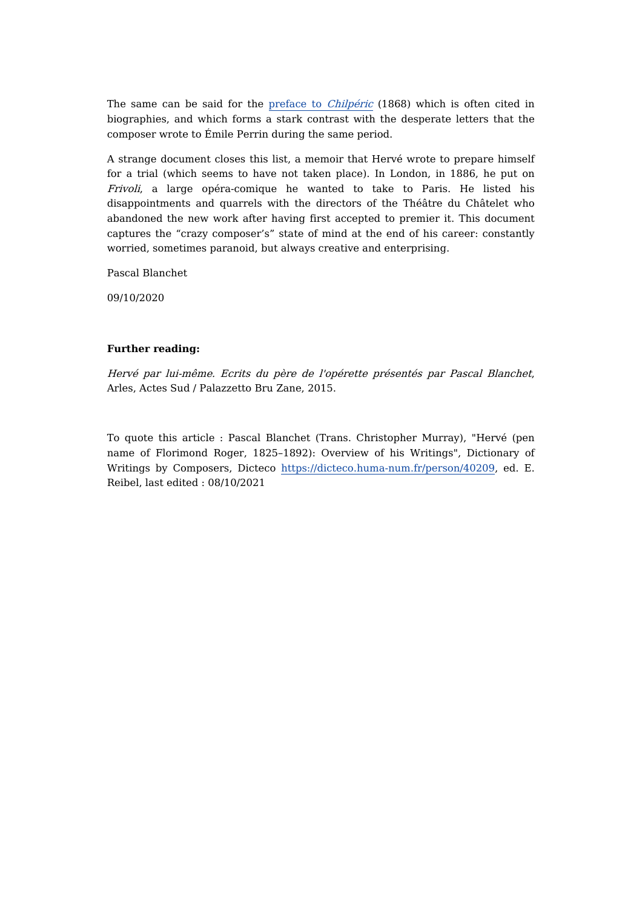The same can be said for the [preface to *Chilpéric*](preface to *Chilpéric*) (1868) which is often cited in biographies, and which forms a stark contrast with the desperate letters that the composer wrote to Émile Perrin during the same period.

A strange document closes this list, a memoir that Hervé wrote to prepare himself for a trial (which seems to have not taken place). In London, in 1886, he put on *Frivoli*, a large opéra-comique he wanted to take to Paris. He listed his disappointments and quarrels with the directors of the Théâtre du Châtelet who abandoned the new work after having first accepted to premier it. This document captures the "crazy composer's" state of mind at the end of his career: constantly worried, sometimes paranoid, but always creative and enterprising.

Pascal Blanchet

09/10/2020

**Further reading:**

*Hervé par lui-même. Ecrits du père de l'opérette présentés par Pascal Blanchet*, Arles, Actes Sud / Palazzetto Bru Zane, 2015.

To quote this article : Pascal Blanchet (Trans. Christopher Murray), "Hervé (pen name of Florimond Roger, 1825–1892): Overview of his Writings", Dictionary of Writings by Composers, Dicteco https://dicteco.huma-num.fr/person/40209, ed. E. Reibel, last edited : 08/10/2021